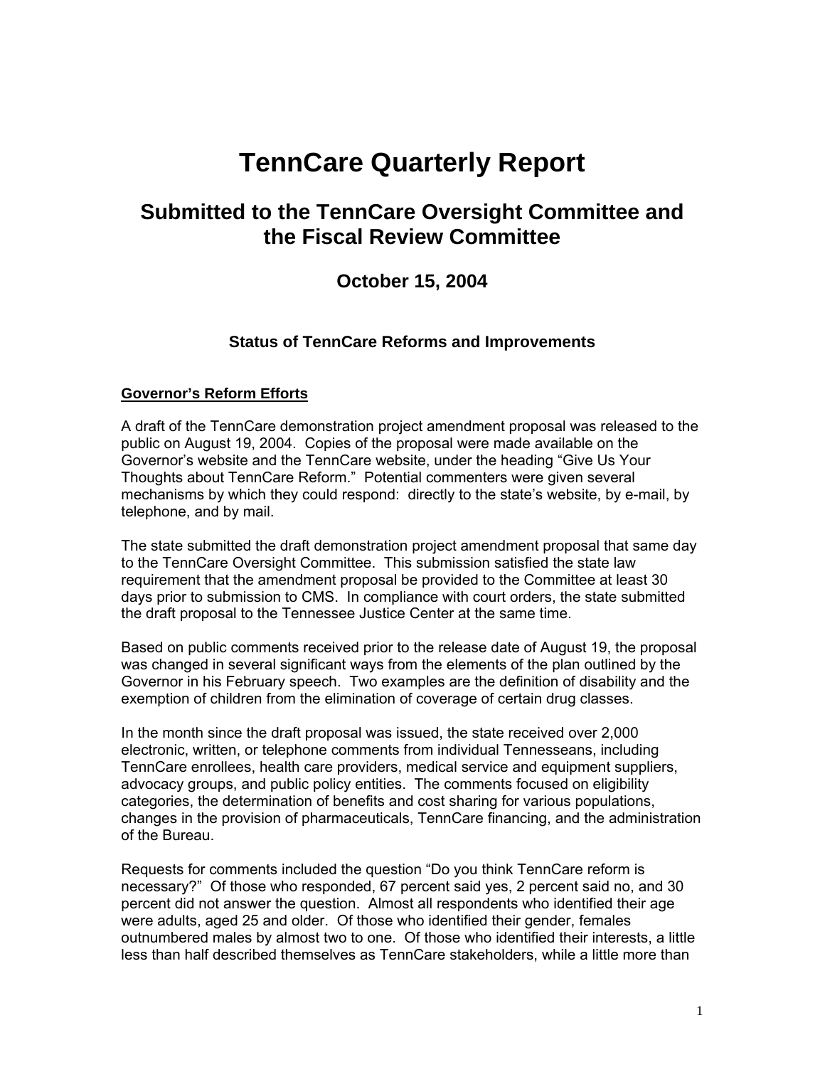# TennCare Quarterly Report

## Submitted to the TennCare Oversight Committee and the Fiscal Review Committee

### October 15, 2004

#### Status of TennCare Reforms and Improvements

**Governor's Reform Efforts**

A draft of the TennCare demonstration project amendment proposal was released to the public on August 19, 2004. Copies of the proposal were made available on the Governor's website and the TennCare website, under the heading "Give Us Your Thoughts about TennCare Reform." Potential commenters were given several mechanisms by which they could respond: directly to the state's website, by e-mail, by telephone, and by mail.

The state submitted the draft demonstration project amendment proposal that same day to the TennCare Oversight Committee. This submission satisfied the state law requirement that the amendment proposal be provided to the Committee at least 30 days prior to submission to CMS. In compliance with court orders, the state submitted the draft proposal to the Tennessee Justice Center at the same time.

Based on public comments received prior to the release date of August 19, the proposal was changed in several significant ways from the elements of the plan outlined by the Governor in his February speech. Two examples are the definition of disability and the exemption of children from the elimination of coverage of certain drug classes.

In the month since the draft proposal was issued, the state received over 2,000 electronic, written, or telephone comments from individual Tennesseans, including TennCare enrollees, health care providers, medical service and equipment suppliers, advocacy groups, and public policy entities. The comments focused on eligibility categories, the determination of benefits and cost sharing for various populations, changes in the provision of pharmaceuticals, TennCare financing, and the administration of the Bureau.

Requests for comments included the question "Do you think TennCare reform is necessary?" Of those who responded, 67 percent said yes, 2 percent said no, and 30 percent did not answer the question. Almost all respondents who identified their age were adults, aged 25 and older. Of those who identified their gender, females outnumbered males by almost two to one. Of those who identified their interests, a little less than half described themselves as TennCare stakeholders, while a little more than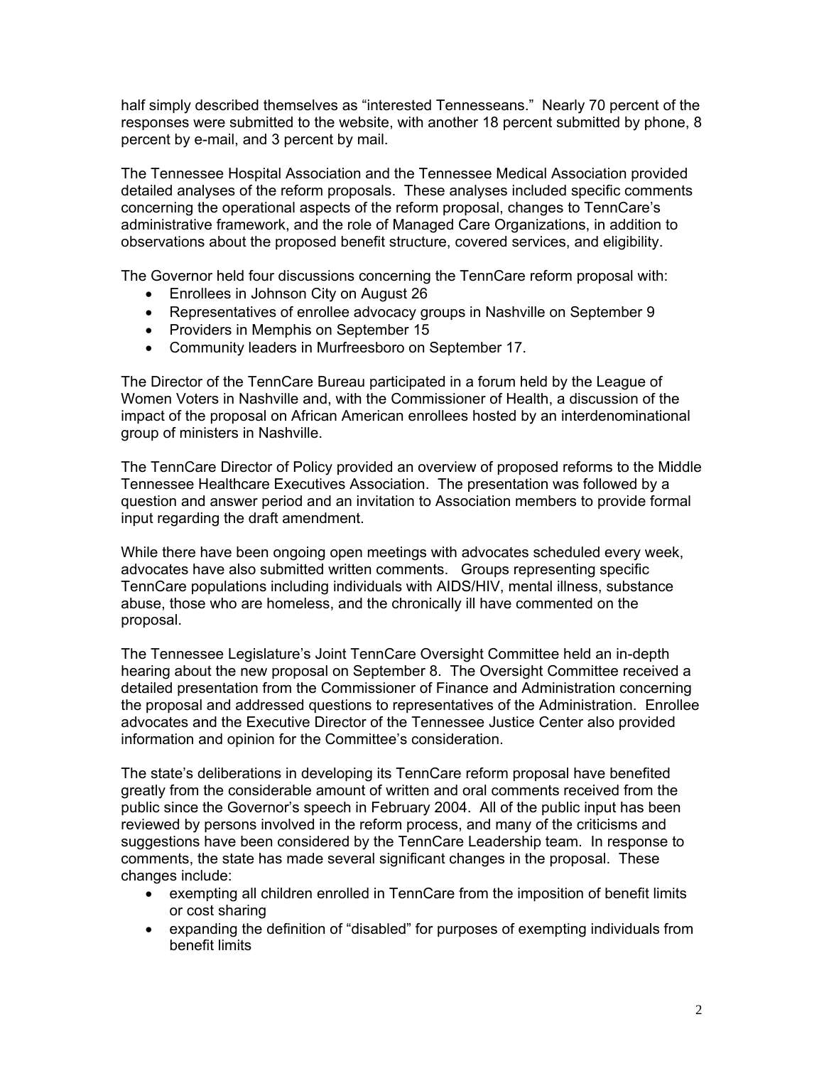half simply described themselves as "interested Tennesseans." Nearly 70 percent of the responses were submitted to the website, with another 18 percent submitted by phone, 8 percent by e-mail, and 3 percent by mail.

The Tennessee Hospital Association and the Tennessee Medical Association provided detailed analyses of the reform proposals. These analyses included specific comments concerning the operational aspects of the reform proposal, changes to TennCare's administrative framework, and the role of Managed Care Organizations, in addition to observations about the proposed benefit structure, covered services, and eligibility.

The Governor held four discussions concerning the TennCare reform proposal with:

- Enrollees in Johnson City on August 26
- Representatives of enrollee advocacy groups in Nashville on September 9
- Providers in Memphis on September 15
- Community leaders in Murfreesboro on September 17.

The Director of the TennCare Bureau participated in a forum held by the League of Women Voters in Nashville and, with the Commissioner of Health, a discussion of the impact of the proposal on African American enrollees hosted by an interdenominational group of ministers in Nashville.

The TennCare Director of Policy provided an overview of proposed reforms to the Middle Tennessee Healthcare Executives Association. The presentation was followed by a question and answer period and an invitation to Association members to provide formal input regarding the draft amendment.

While there have been ongoing open meetings with advocates scheduled every week, advocates have also submitted written comments. Groups representing specific TennCare populations including individuals with AIDS/HIV, mental illness, substance abuse, those who are homeless, and the chronically ill have commented on the proposal.

The Tennessee Legislature's Joint TennCare Oversight Committee held an in-depth hearing about the new proposal on September 8. The Oversight Committee received a detailed presentation from the Commissioner of Finance and Administration concerning the proposal and addressed questions to representatives of the Administration. Enrollee advocates and the Executive Director of the Tennessee Justice Center also provided information and opinion for the Committee's consideration.

The state's deliberations in developing its TennCare reform proposal have benefited greatly from the considerable amount of written and oral comments received from the public since the Governor's speech in February 2004. All of the public input has been reviewed by persons involved in the reform process, and many of the criticisms and suggestions have been considered by the TennCare Leadership team. In response to comments, the state has made several significant changes in the proposal. These changes include:

- exempting all children enrolled in TennCare from the imposition of benefit limits or cost sharing
- expanding the definition of "disabled" for purposes of exempting individuals from benefit limits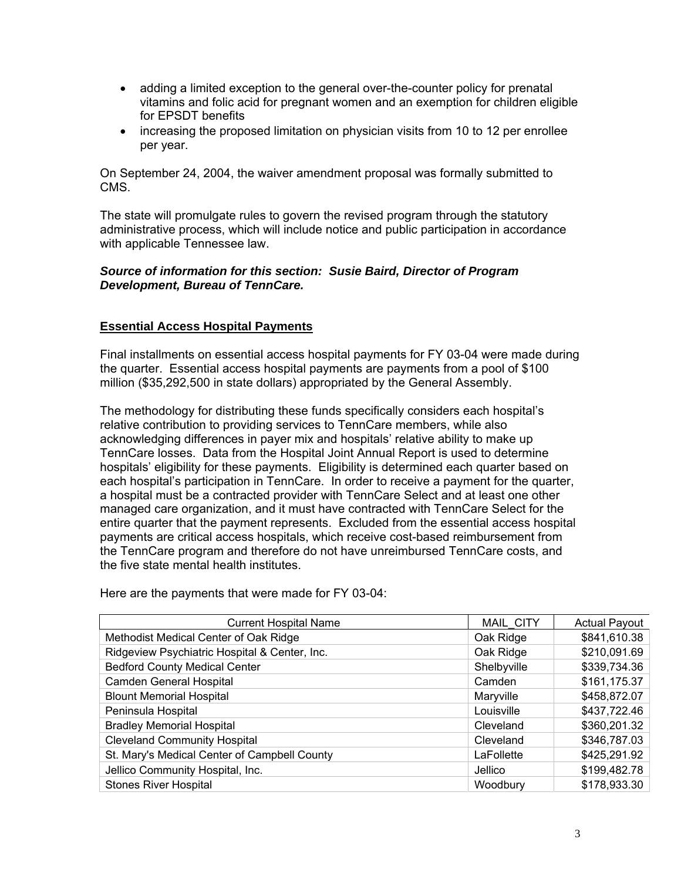- adding a limited exception to the general over-the-counter policy for prenatal vitamins and folic acid for pregnant women and an exemption for children eligible for EPSDT benefits
- increasing the proposed limitation on physician visits from 10 to 12 per enrollee per year.

On September 24, 2004, the waiver amendment proposal was formally submitted to CMS.

The state will promulgate rules to govern the revised program through the statutory administrative process, which will include notice and public participation in accordance with applicable Tennessee law.

***Source of information for this section: Susie Baird, Director of Program Development, Bureau of TennCare.***

## Essential Access Hospital Payments

Final installments on essential access hospital payments for FY 03-04 were made during the quarter. Essential access hospital payments are payments from a pool of $100 million ($35,292,500 in state dollars) appropriated by the General Assembly.

The methodology for distributing these funds specifically considers each hospital's relative contribution to providing services to TennCare members, while also acknowledging differences in payer mix and hospitals' relative ability to make up TennCare losses. Data from the Hospital Joint Annual Report is used to determine hospitals' eligibility for these payments. Eligibility is determined each quarter based on each hospital's participation in TennCare. In order to receive a payment for the quarter, a hospital must be a contracted provider with TennCare Select and at least one other managed care organization, and it must have contracted with TennCare Select for the entire quarter that the payment represents. Excluded from the essential access hospital payments are critical access hospitals, which receive cost-based reimbursement from the TennCare program and therefore do not have unreimbursed TennCare costs, and the five state mental health institutes.

Here are the payments that were made for FY 03-04:

| Current Hospital Name | MAIL_CITY | Actual Payout |
|---|---|---|
| Methodist Medical Center of Oak Ridge | Oak Ridge | $841,610.38 |
| Ridgeview Psychiatric Hospital & Center, Inc. | Oak Ridge | $210,091.69 |
| Bedford County Medical Center | Shelbyville | $339,734.36 |
| Camden General Hospital | Camden | $161,175.37 |
| Blount Memorial Hospital | Maryville | $458,872.07 |
| Peninsula Hospital | Louisville | $437,722.46 |
| Bradley Memorial Hospital | Cleveland | $360,201.32 |
| Cleveland Community Hospital | Cleveland | $346,787.03 |
| St. Mary's Medical Center of Campbell County | LaFollette | $425,291.92 |
| Jellico Community Hospital, Inc. | Jellico | $199,482.78 |
| Stones River Hospital | Woodbury | $178,933.30 |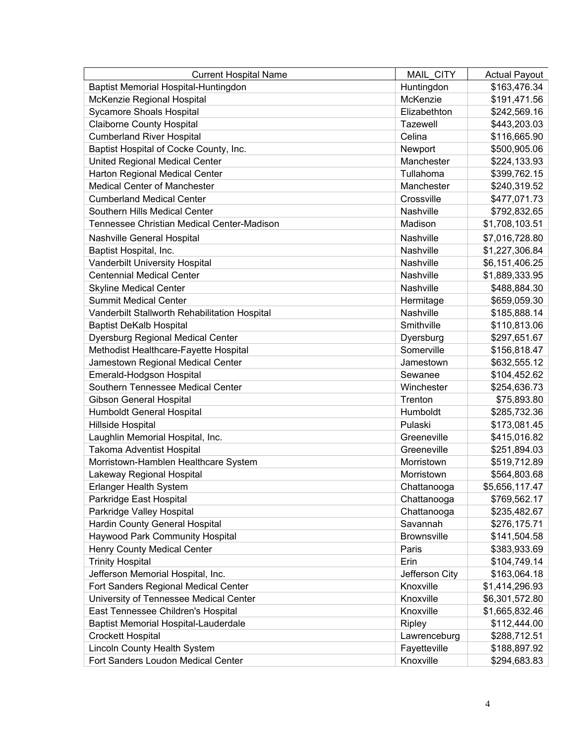| Current Hospital Name | MAIL_CITY | Actual Payout |
|---|---|---|
| Baptist Memorial Hospital-Huntingdon | Huntingdon | $163,476.34 |
| McKenzie Regional Hospital | McKenzie | $191,471.56 |
| Sycamore Shoals Hospital | Elizabethton | $242,569.16 |
| Claiborne County Hospital | Tazewell | $443,203.03 |
| Cumberland River Hospital | Celina | $116,665.90 |
| Baptist Hospital of Cocke County, Inc. | Newport | $500,905.06 |
| United Regional Medical Center | Manchester | $224,133.93 |
| Harton Regional Medical Center | Tullahoma | $399,762.15 |
| Medical Center of Manchester | Manchester | $240,319.52 |
| Cumberland Medical Center | Crossville | $477,071.73 |
| Southern Hills Medical Center | Nashville | $792,832.65 |
| Tennessee Christian Medical Center-Madison | Madison | $1,708,103.51 |
| Nashville General Hospital | Nashville | $7,016,728.80 |
| Baptist Hospital, Inc. | Nashville | $1,227,306.84 |
| Vanderbilt University Hospital | Nashville | $6,151,406.25 |
| Centennial Medical Center | Nashville | $1,889,333.95 |
| Skyline Medical Center | Nashville | $488,884.30 |
| Summit Medical Center | Hermitage | $659,059.30 |
| Vanderbilt Stallworth Rehabilitation Hospital | Nashville | $185,888.14 |
| Baptist DeKalb Hospital | Smithville | $110,813.06 |
| Dyersburg Regional Medical Center | Dyersburg | $297,651.67 |
| Methodist Healthcare-Fayette Hospital | Somerville | $156,818.47 |
| Jamestown Regional Medical Center | Jamestown | $632,555.12 |
| Emerald-Hodgson Hospital | Sewanee | $104,452.62 |
| Southern Tennessee Medical Center | Winchester | $254,636.73 |
| Gibson General Hospital | Trenton | $75,893.80 |
| Humboldt General Hospital | Humboldt | $285,732.36 |
| Hillside Hospital | Pulaski | $173,081.45 |
| Laughlin Memorial Hospital, Inc. | Greeneville | $415,016.82 |
| Takoma Adventist Hospital | Greeneville | $251,894.03 |
| Morristown-Hamblen Healthcare System | Morristown | $519,712.89 |
| Lakeway Regional Hospital | Morristown | $564,803.68 |
| Erlanger Health System | Chattanooga | $5,656,117.47 |
| Parkridge East Hospital | Chattanooga | $769,562.17 |
| Parkridge Valley Hospital | Chattanooga | $235,482.67 |
| Hardin County General Hospital | Savannah | $276,175.71 |
| Haywood Park Community Hospital | Brownsville | $141,504.58 |
| Henry County Medical Center | Paris | $383,933.69 |
| Trinity Hospital | Erin | $104,749.14 |
| Jefferson Memorial Hospital, Inc. | Jefferson City | $163,064.18 |
| Fort Sanders Regional Medical Center | Knoxville | $1,414,296.93 |
| University of Tennessee Medical Center | Knoxville | $6,301,572.80 |
| East Tennessee Children's Hospital | Knoxville | $1,665,832.46 |
| Baptist Memorial Hospital-Lauderdale | Ripley | $112,444.00 |
| Crockett Hospital | Lawrenceburg | $288,712.51 |
| Lincoln County Health System | Fayetteville | $188,897.92 |
| Fort Sanders Loudon Medical Center | Knoxville | $294,683.83 |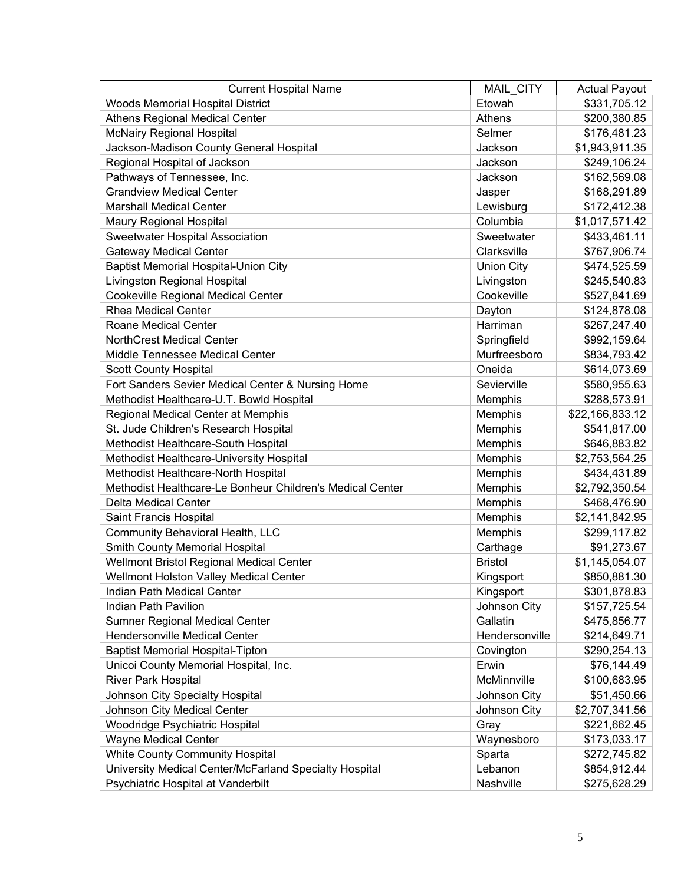| Current Hospital Name | MAIL_CITY | Actual Payout |
| --- | --- | --- |
| Woods Memorial Hospital District | Etowah | $331,705.12 |
| Athens Regional Medical Center | Athens | $200,380.85 |
| McNairy Regional Hospital | Selmer | $176,481.23 |
| Jackson-Madison County General Hospital | Jackson | $1,943,911.35 |
| Regional Hospital of Jackson | Jackson | $249,106.24 |
| Pathways of Tennessee, Inc. | Jackson | $162,569.08 |
| Grandview Medical Center | Jasper | $168,291.89 |
| Marshall Medical Center | Lewisburg | $172,412.38 |
| Maury Regional Hospital | Columbia | $1,017,571.42 |
| Sweetwater Hospital Association | Sweetwater | $433,461.11 |
| Gateway Medical Center | Clarksville | $767,906.74 |
| Baptist Memorial Hospital-Union City | Union City | $474,525.59 |
| Livingston Regional Hospital | Livingston | $245,540.83 |
| Cookeville Regional Medical Center | Cookeville | $527,841.69 |
| Rhea Medical Center | Dayton | $124,878.08 |
| Roane Medical Center | Harriman | $267,247.40 |
| NorthCrest Medical Center | Springfield | $992,159.64 |
| Middle Tennessee Medical Center | Murfreesboro | $834,793.42 |
| Scott County Hospital | Oneida | $614,073.69 |
| Fort Sanders Sevier Medical Center & Nursing Home | Sevierville | $580,955.63 |
| Methodist Healthcare-U.T. Bowld Hospital | Memphis | $288,573.91 |
| Regional Medical Center at Memphis | Memphis | $22,166,833.12 |
| St. Jude Children's Research Hospital | Memphis | $541,817.00 |
| Methodist Healthcare-South Hospital | Memphis | $646,883.82 |
| Methodist Healthcare-University Hospital | Memphis | $2,753,564.25 |
| Methodist Healthcare-North Hospital | Memphis | $434,431.89 |
| Methodist Healthcare-Le Bonheur Children's Medical Center | Memphis | $2,792,350.54 |
| Delta Medical Center | Memphis | $468,476.90 |
| Saint Francis Hospital | Memphis | $2,141,842.95 |
| Community Behavioral Health, LLC | Memphis | $299,117.82 |
| Smith County Memorial Hospital | Carthage | $91,273.67 |
| Wellmont Bristol Regional Medical Center | Bristol | $1,145,054.07 |
| Wellmont Holston Valley Medical Center | Kingsport | $850,881.30 |
| Indian Path Medical Center | Kingsport | $301,878.83 |
| Indian Path Pavilion | Johnson City | $157,725.54 |
| Sumner Regional Medical Center | Gallatin | $475,856.77 |
| Hendersonville Medical Center | Hendersonville | $214,649.71 |
| Baptist Memorial Hospital-Tipton | Covington | $290,254.13 |
| Unicoi County Memorial Hospital, Inc. | Erwin | $76,144.49 |
| River Park Hospital | McMinnville | $100,683.95 |
| Johnson City Specialty Hospital | Johnson City | $51,450.66 |
| Johnson City Medical Center | Johnson City | $2,707,341.56 |
| Woodridge Psychiatric Hospital | Gray | $221,662.45 |
| Wayne Medical Center | Waynesboro | $173,033.17 |
| White County Community Hospital | Sparta | $272,745.82 |
| University Medical Center/McFarland Specialty Hospital | Lebanon | $854,912.44 |
| Psychiatric Hospital at Vanderbilt | Nashville | $275,628.29 |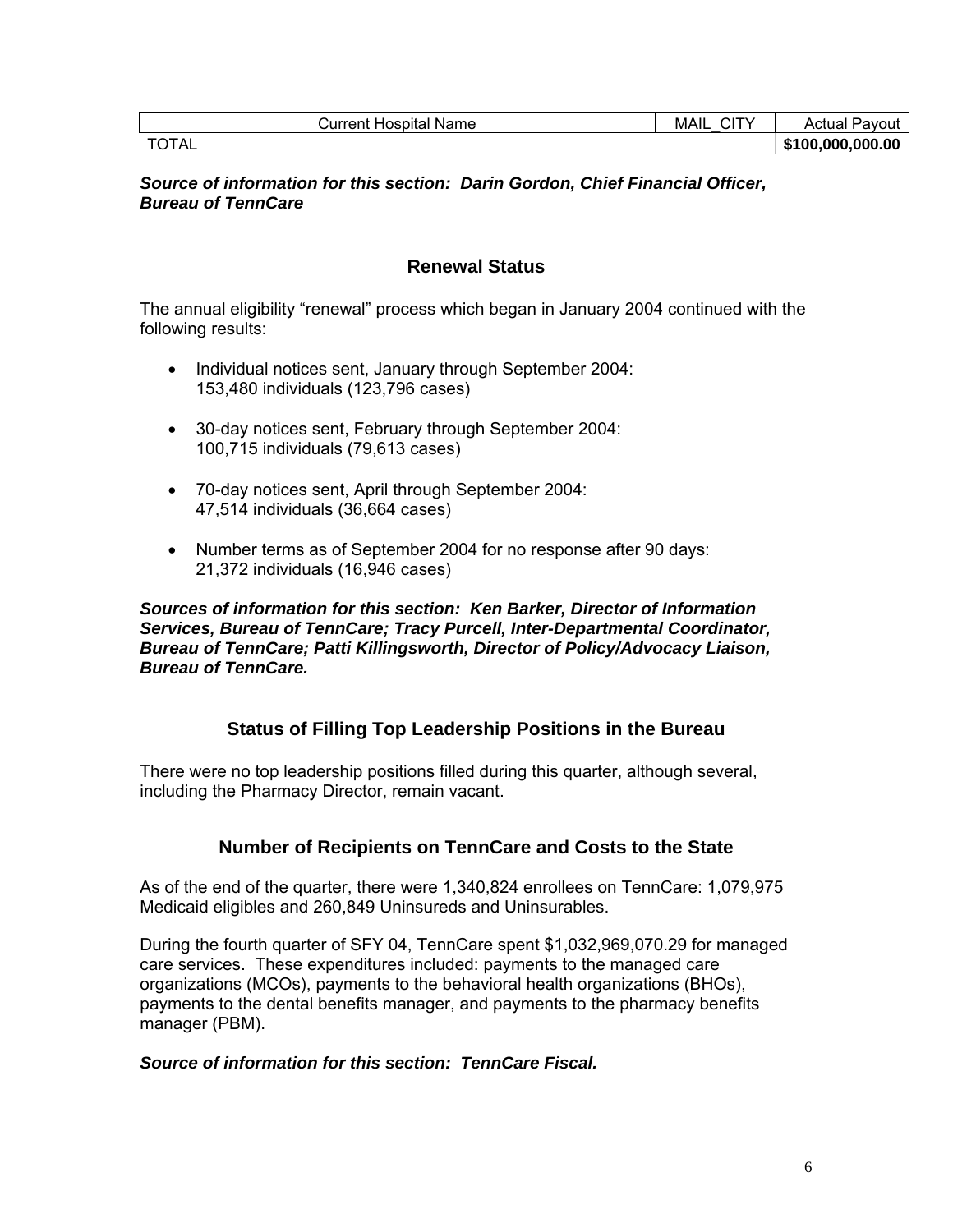| Current Hospital Name | MAIL_CITY | Actual Payout |
| --- | --- | --- |
| TOTAL | | **$100,000,000.00** |

***Source of information for this section: Darin Gordon, Chief Financial Officer, Bureau of TennCare***

## Renewal Status

The annual eligibility "renewal" process which began in January 2004 continued with the following results:

- Individual notices sent, January through September 2004: 153,480 individuals (123,796 cases)
- 30-day notices sent, February through September 2004: 100,715 individuals (79,613 cases)
- 70-day notices sent, April through September 2004: 47,514 individuals (36,664 cases)
- Number terms as of September 2004 for no response after 90 days: 21,372 individuals (16,946 cases)

***Sources of information for this section: Ken Barker, Director of Information Services, Bureau of TennCare; Tracy Purcell, Inter-Departmental Coordinator, Bureau of TennCare; Patti Killingsworth, Director of Policy/Advocacy Liaison, Bureau of TennCare.***

## Status of Filling Top Leadership Positions in the Bureau

There were no top leadership positions filled during this quarter, although several, including the Pharmacy Director, remain vacant.

## Number of Recipients on TennCare and Costs to the State

As of the end of the quarter, there were 1,340,824 enrollees on TennCare: 1,079,975 Medicaid eligibles and 260,849 Uninsureds and Uninsurables.

During the fourth quarter of SFY 04, TennCare spent $1,032,969,070.29 for managed care services. These expenditures included: payments to the managed care organizations (MCOs), payments to the behavioral health organizations (BHOs), payments to the dental benefits manager, and payments to the pharmacy benefits manager (PBM).

***Source of information for this section: TennCare Fiscal.***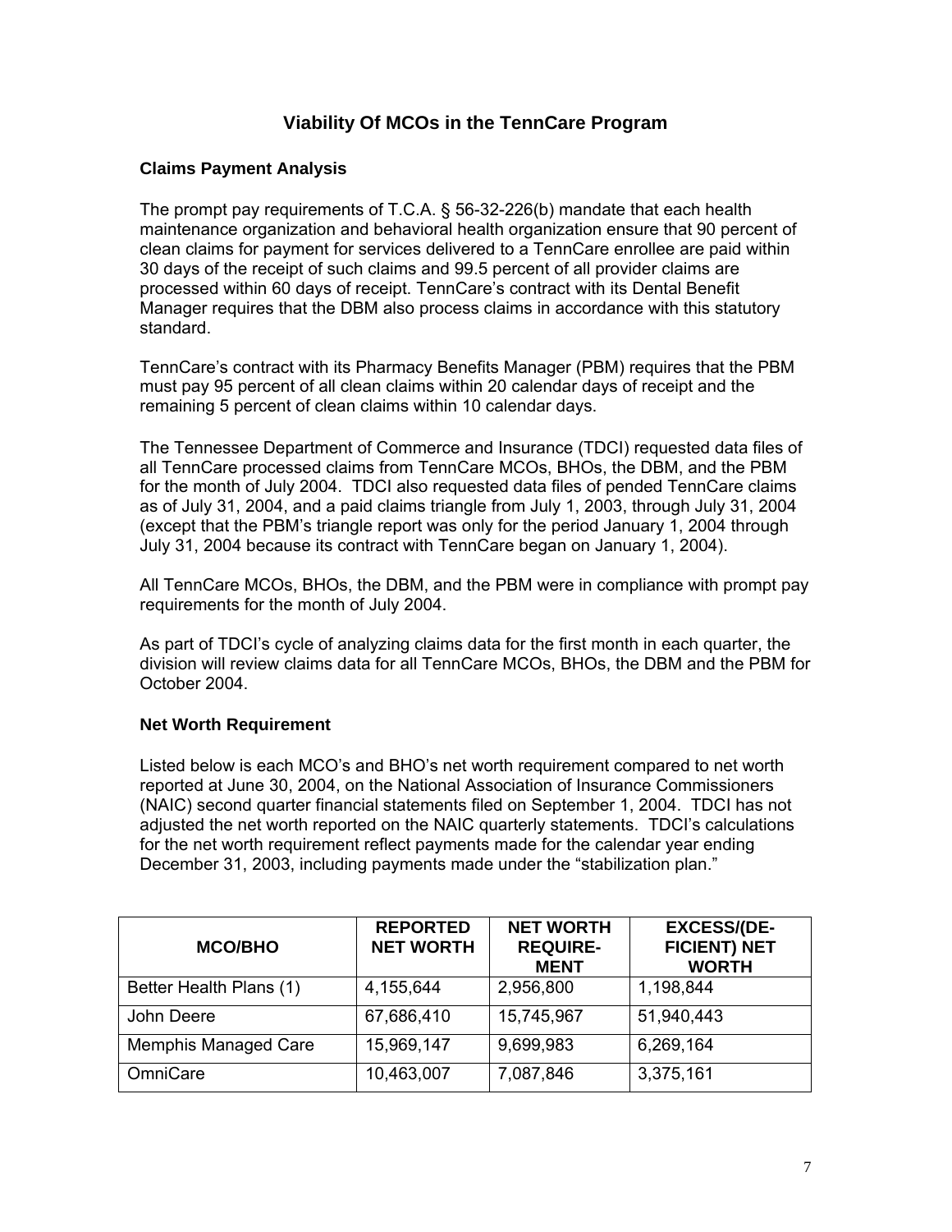# Viability Of MCOs in the TennCare Program

## Claims Payment Analysis

The prompt pay requirements of T.C.A. § 56-32-226(b) mandate that each health maintenance organization and behavioral health organization ensure that 90 percent of clean claims for payment for services delivered to a TennCare enrollee are paid within 30 days of the receipt of such claims and 99.5 percent of all provider claims are processed within 60 days of receipt. TennCare's contract with its Dental Benefit Manager requires that the DBM also process claims in accordance with this statutory standard.

TennCare's contract with its Pharmacy Benefits Manager (PBM) requires that the PBM must pay 95 percent of all clean claims within 20 calendar days of receipt and the remaining 5 percent of clean claims within 10 calendar days.

The Tennessee Department of Commerce and Insurance (TDCI) requested data files of all TennCare processed claims from TennCare MCOs, BHOs, the DBM, and the PBM for the month of July 2004. TDCI also requested data files of pended TennCare claims as of July 31, 2004, and a paid claims triangle from July 1, 2003, through July 31, 2004 (except that the PBM's triangle report was only for the period January 1, 2004 through July 31, 2004 because its contract with TennCare began on January 1, 2004).

All TennCare MCOs, BHOs, the DBM, and the PBM were in compliance with prompt pay requirements for the month of July 2004.

As part of TDCI's cycle of analyzing claims data for the first month in each quarter, the division will review claims data for all TennCare MCOs, BHOs, the DBM and the PBM for October 2004.

## Net Worth Requirement

Listed below is each MCO's and BHO's net worth requirement compared to net worth reported at June 30, 2004, on the National Association of Insurance Commissioners (NAIC) second quarter financial statements filed on September 1, 2004. TDCI has not adjusted the net worth reported on the NAIC quarterly statements. TDCI's calculations for the net worth requirement reflect payments made for the calendar year ending December 31, 2003, including payments made under the "stabilization plan."

| MCO/BHO | REPORTED NET WORTH | NET WORTH REQUIRE-MENT | EXCESS/(DE-FICIENT) NET WORTH |
|---|---|---|---|
| Better Health Plans (1) | 4,155,644 | 2,956,800 | 1,198,844 |
| John Deere | 67,686,410 | 15,745,967 | 51,940,443 |
| Memphis Managed Care | 15,969,147 | 9,699,983 | 6,269,164 |
| OmniCare | 10,463,007 | 7,087,846 | 3,375,161 |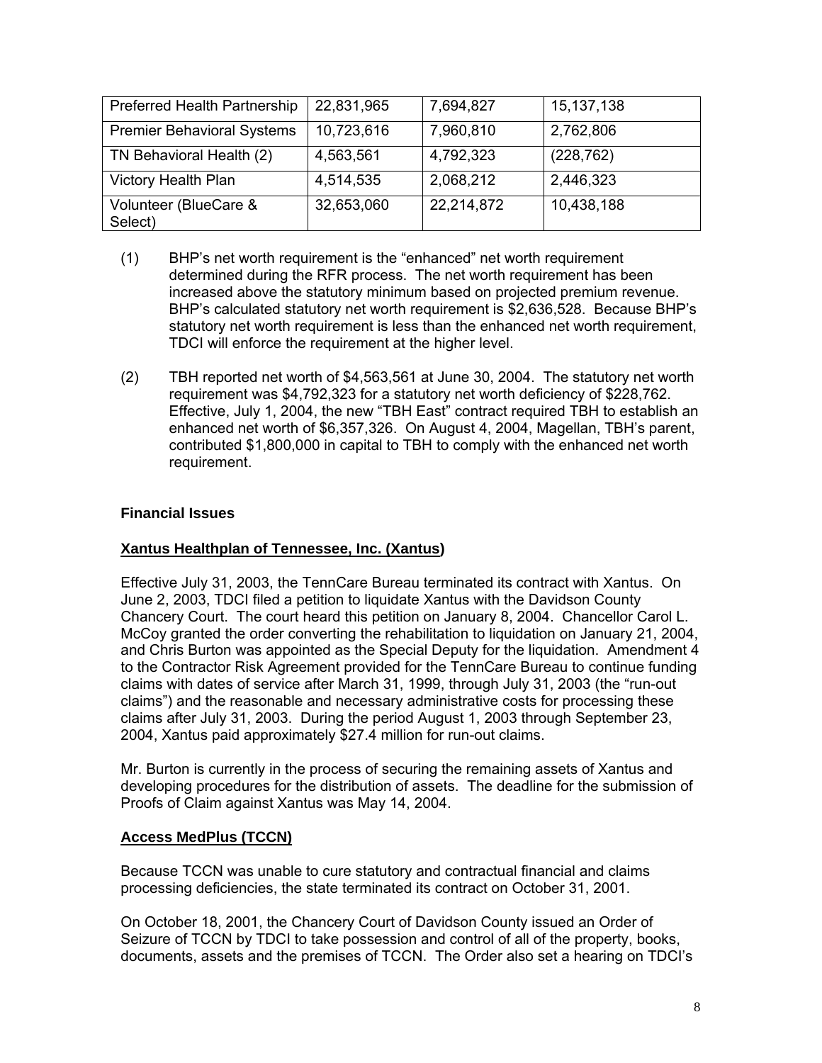| Preferred Health Partnership | 22,831,965 | 7,694,827 | 15,137,138 |
|---|---|---|---|
| Premier Behavioral Systems | 10,723,616 | 7,960,810 | 2,762,806 |
| TN Behavioral Health (2) | 4,563,561 | 4,792,323 | (228,762) |
| Victory Health Plan | 4,514,535 | 2,068,212 | 2,446,323 |
| Volunteer (BlueCare & Select) | 32,653,060 | 22,214,872 | 10,438,188 |

(1) BHP's net worth requirement is the "enhanced" net worth requirement determined during the RFR process. The net worth requirement has been increased above the statutory minimum based on projected premium revenue. BHP's calculated statutory net worth requirement is $2,636,528. Because BHP's statutory net worth requirement is less than the enhanced net worth requirement, TDCI will enforce the requirement at the higher level.

(2) TBH reported net worth of $4,563,561 at June 30, 2004. The statutory net worth requirement was $4,792,323 for a statutory net worth deficiency of $228,762. Effective, July 1, 2004, the new "TBH East" contract required TBH to establish an enhanced net worth of $6,357,326. On August 4, 2004, Magellan, TBH's parent, contributed $1,800,000 in capital to TBH to comply with the enhanced net worth requirement.

**Financial Issues**

**Xantus Healthplan of Tennessee, Inc. (Xantus)**

Effective July 31, 2003, the TennCare Bureau terminated its contract with Xantus. On June 2, 2003, TDCI filed a petition to liquidate Xantus with the Davidson County Chancery Court. The court heard this petition on January 8, 2004. Chancellor Carol L. McCoy granted the order converting the rehabilitation to liquidation on January 21, 2004, and Chris Burton was appointed as the Special Deputy for the liquidation. Amendment 4 to the Contractor Risk Agreement provided for the TennCare Bureau to continue funding claims with dates of service after March 31, 1999, through July 31, 2003 (the "run-out claims") and the reasonable and necessary administrative costs for processing these claims after July 31, 2003. During the period August 1, 2003 through September 23, 2004, Xantus paid approximately $27.4 million for run-out claims.

Mr. Burton is currently in the process of securing the remaining assets of Xantus and developing procedures for the distribution of assets. The deadline for the submission of Proofs of Claim against Xantus was May 14, 2004.

**Access MedPlus (TCCN)**

Because TCCN was unable to cure statutory and contractual financial and claims processing deficiencies, the state terminated its contract on October 31, 2001.

On October 18, 2001, the Chancery Court of Davidson County issued an Order of Seizure of TCCN by TDCI to take possession and control of all of the property, books, documents, assets and the premises of TCCN. The Order also set a hearing on TDCI's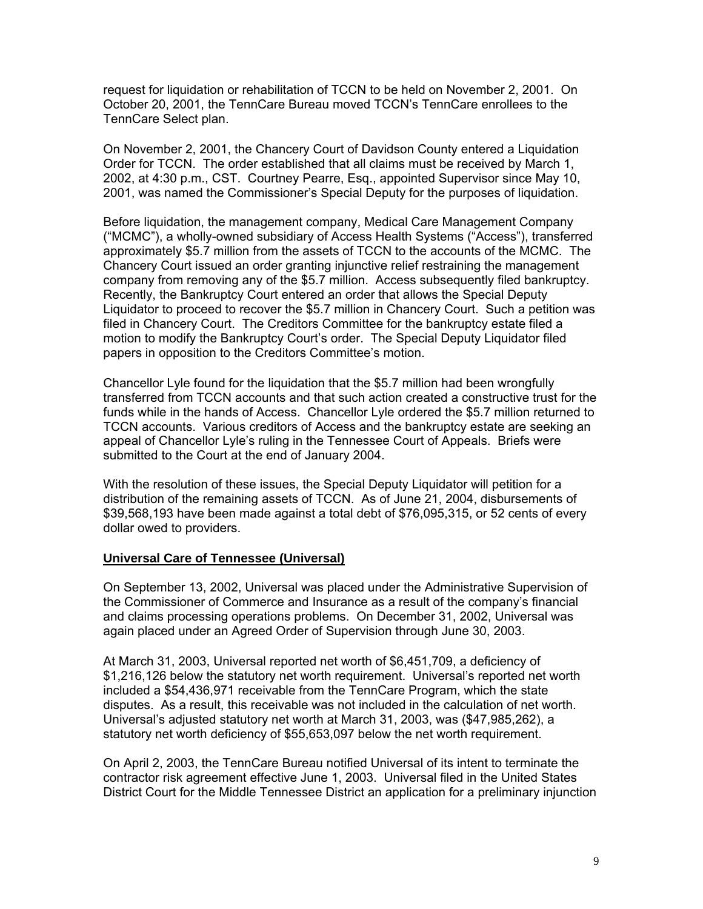request for liquidation or rehabilitation of TCCN to be held on November 2, 2001. On October 20, 2001, the TennCare Bureau moved TCCN's TennCare enrollees to the TennCare Select plan.

On November 2, 2001, the Chancery Court of Davidson County entered a Liquidation Order for TCCN. The order established that all claims must be received by March 1, 2002, at 4:30 p.m., CST. Courtney Pearre, Esq., appointed Supervisor since May 10, 2001, was named the Commissioner's Special Deputy for the purposes of liquidation.

Before liquidation, the management company, Medical Care Management Company ("MCMC"), a wholly-owned subsidiary of Access Health Systems ("Access"), transferred approximately $5.7 million from the assets of TCCN to the accounts of the MCMC. The Chancery Court issued an order granting injunctive relief restraining the management company from removing any of the $5.7 million. Access subsequently filed bankruptcy. Recently, the Bankruptcy Court entered an order that allows the Special Deputy Liquidator to proceed to recover the $5.7 million in Chancery Court. Such a petition was filed in Chancery Court. The Creditors Committee for the bankruptcy estate filed a motion to modify the Bankruptcy Court's order. The Special Deputy Liquidator filed papers in opposition to the Creditors Committee's motion.

Chancellor Lyle found for the liquidation that the $5.7 million had been wrongfully transferred from TCCN accounts and that such action created a constructive trust for the funds while in the hands of Access. Chancellor Lyle ordered the $5.7 million returned to TCCN accounts. Various creditors of Access and the bankruptcy estate are seeking an appeal of Chancellor Lyle's ruling in the Tennessee Court of Appeals. Briefs were submitted to the Court at the end of January 2004.

With the resolution of these issues, the Special Deputy Liquidator will petition for a distribution of the remaining assets of TCCN. As of June 21, 2004, disbursements of $39,568,193 have been made against a total debt of $76,095,315, or 52 cents of every dollar owed to providers.

**Universal Care of Tennessee (Universal)**

On September 13, 2002, Universal was placed under the Administrative Supervision of the Commissioner of Commerce and Insurance as a result of the company's financial and claims processing operations problems. On December 31, 2002, Universal was again placed under an Agreed Order of Supervision through June 30, 2003.

At March 31, 2003, Universal reported net worth of $6,451,709, a deficiency of $1,216,126 below the statutory net worth requirement. Universal's reported net worth included a $54,436,971 receivable from the TennCare Program, which the state disputes. As a result, this receivable was not included in the calculation of net worth. Universal's adjusted statutory net worth at March 31, 2003, was ($47,985,262), a statutory net worth deficiency of $55,653,097 below the net worth requirement.

On April 2, 2003, the TennCare Bureau notified Universal of its intent to terminate the contractor risk agreement effective June 1, 2003. Universal filed in the United States District Court for the Middle Tennessee District an application for a preliminary injunction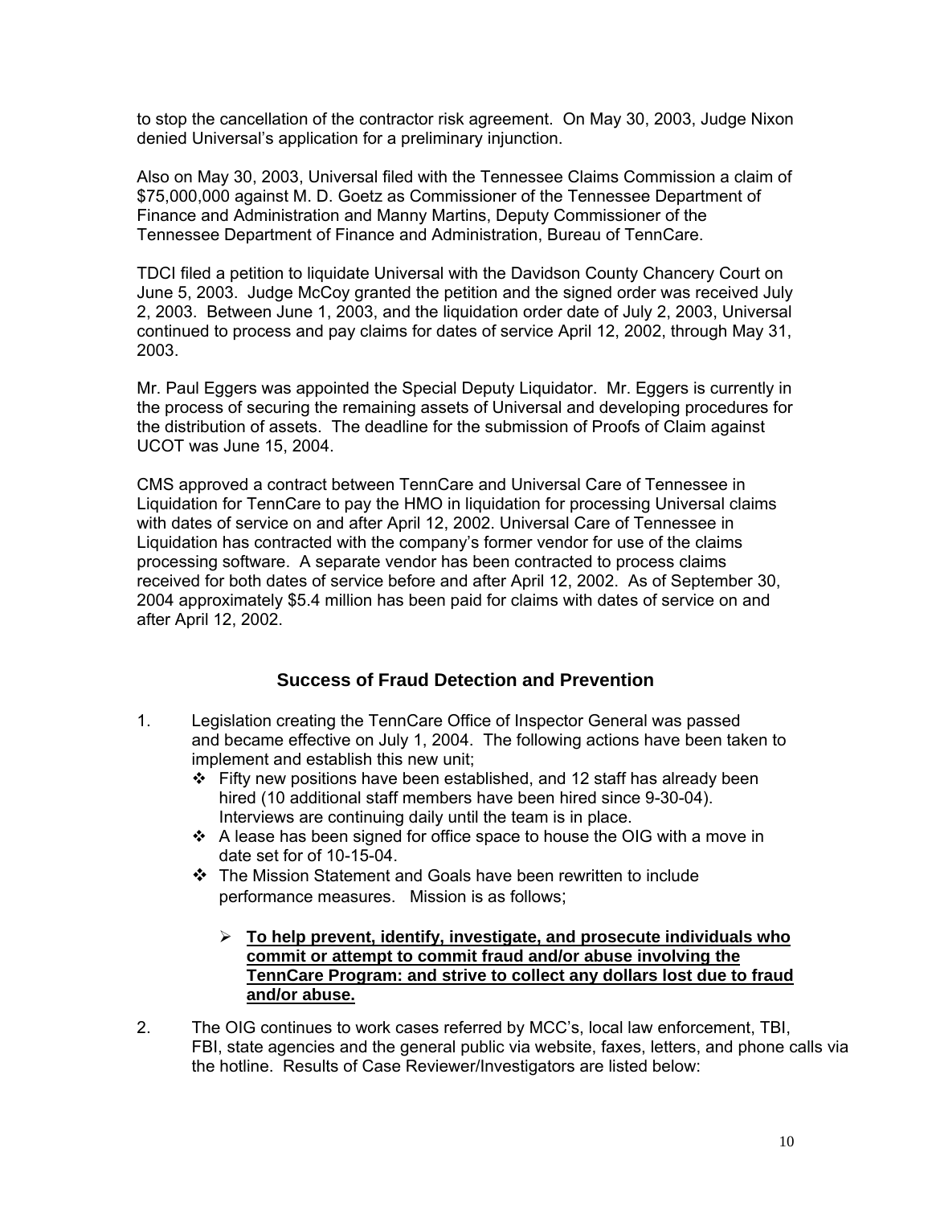to stop the cancellation of the contractor risk agreement. On May 30, 2003, Judge Nixon denied Universal's application for a preliminary injunction.

Also on May 30, 2003, Universal filed with the Tennessee Claims Commission a claim of $75,000,000 against M. D. Goetz as Commissioner of the Tennessee Department of Finance and Administration and Manny Martins, Deputy Commissioner of the Tennessee Department of Finance and Administration, Bureau of TennCare.

TDCI filed a petition to liquidate Universal with the Davidson County Chancery Court on June 5, 2003. Judge McCoy granted the petition and the signed order was received July 2, 2003. Between June 1, 2003, and the liquidation order date of July 2, 2003, Universal continued to process and pay claims for dates of service April 12, 2002, through May 31, 2003.

Mr. Paul Eggers was appointed the Special Deputy Liquidator. Mr. Eggers is currently in the process of securing the remaining assets of Universal and developing procedures for the distribution of assets. The deadline for the submission of Proofs of Claim against UCOT was June 15, 2004.

CMS approved a contract between TennCare and Universal Care of Tennessee in Liquidation for TennCare to pay the HMO in liquidation for processing Universal claims with dates of service on and after April 12, 2002. Universal Care of Tennessee in Liquidation has contracted with the company's former vendor for use of the claims processing software. A separate vendor has been contracted to process claims received for both dates of service before and after April 12, 2002. As of September 30, 2004 approximately $5.4 million has been paid for claims with dates of service on and after April 12, 2002.

## Success of Fraud Detection and Prevention

1. Legislation creating the TennCare Office of Inspector General was passed and became effective on July 1, 2004. The following actions have been taken to implement and establish this new unit;
   - Fifty new positions have been established, and 12 staff has already been hired (10 additional staff members have been hired since 9-30-04). Interviews are continuing daily until the team is in place.
   - A lease has been signed for office space to house the OIG with a move in date set for of 10-15-04.
   - The Mission Statement and Goals have been rewritten to include performance measures. Mission is as follows;
     - **To help prevent, identify, investigate, and prosecute individuals who commit or attempt to commit fraud and/or abuse involving the TennCare Program: and strive to collect any dollars lost due to fraud and/or abuse.**

2. The OIG continues to work cases referred by MCC's, local law enforcement, TBI, FBI, state agencies and the general public via website, faxes, letters, and phone calls via the hotline. Results of Case Reviewer/Investigators are listed below: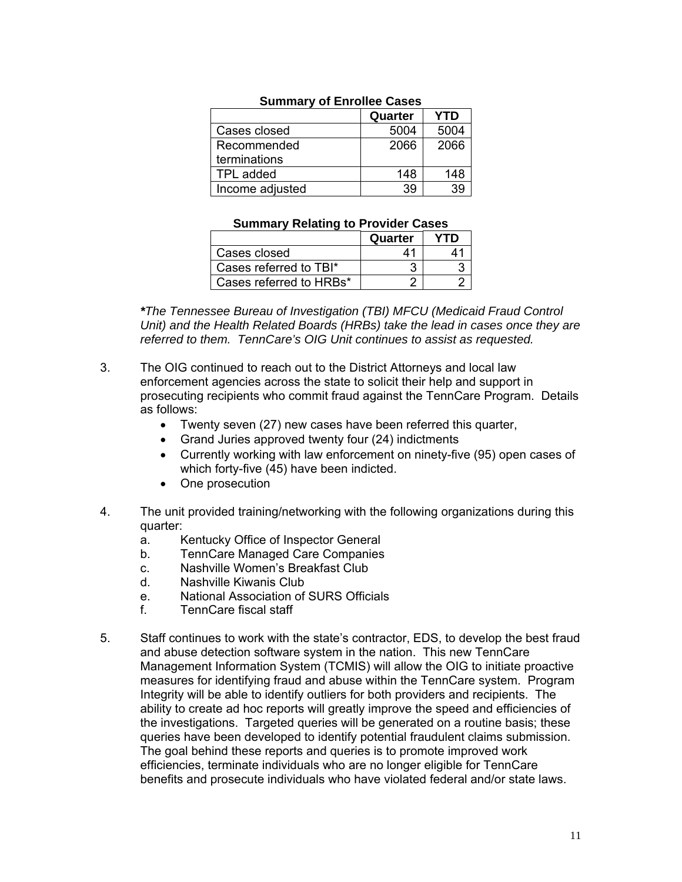**Summary of Enrollee Cases**

| | Quarter | YTD |
|---|---|---|
| Cases closed | 5004 | 5004 |
| Recommended terminations | 2066 | 2066 |
| TPL added | 148 | 148 |
| Income adjusted | 39 | 39 |

**Summary Relating to Provider Cases**

| | Quarter | YTD |
|---|---|---|
| Cases closed | 41 | 41 |
| Cases referred to TBI* | 3 | 3 |
| Cases referred to HRBs* | 2 | 2 |

***The Tennessee Bureau of Investigation (TBI) MFCU (Medicaid Fraud Control Unit) and the Health Related Boards (HRBs) take the lead in cases once they are referred to them. TennCare's OIG Unit continues to assist as requested.***

3. The OIG continued to reach out to the District Attorneys and local law enforcement agencies across the state to solicit their help and support in prosecuting recipients who commit fraud against the TennCare Program. Details as follows:
   - Twenty seven (27) new cases have been referred this quarter,
   - Grand Juries approved twenty four (24) indictments
   - Currently working with law enforcement on ninety-five (95) open cases of which forty-five (45) have been indicted.
   - One prosecution

4. The unit provided training/networking with the following organizations during this quarter:
   a. Kentucky Office of Inspector General
   b. TennCare Managed Care Companies
   c. Nashville Women's Breakfast Club
   d. Nashville Kiwanis Club
   e. National Association of SURS Officials
   f. TennCare fiscal staff

5. Staff continues to work with the state's contractor, EDS, to develop the best fraud and abuse detection software system in the nation. This new TennCare Management Information System (TCMIS) will allow the OIG to initiate proactive measures for identifying fraud and abuse within the TennCare system. Program Integrity will be able to identify outliers for both providers and recipients. The ability to create ad hoc reports will greatly improve the speed and efficiencies of the investigations. Targeted queries will be generated on a routine basis; these queries have been developed to identify potential fraudulent claims submission. The goal behind these reports and queries is to promote improved work efficiencies, terminate individuals who are no longer eligible for TennCare benefits and prosecute individuals who have violated federal and/or state laws.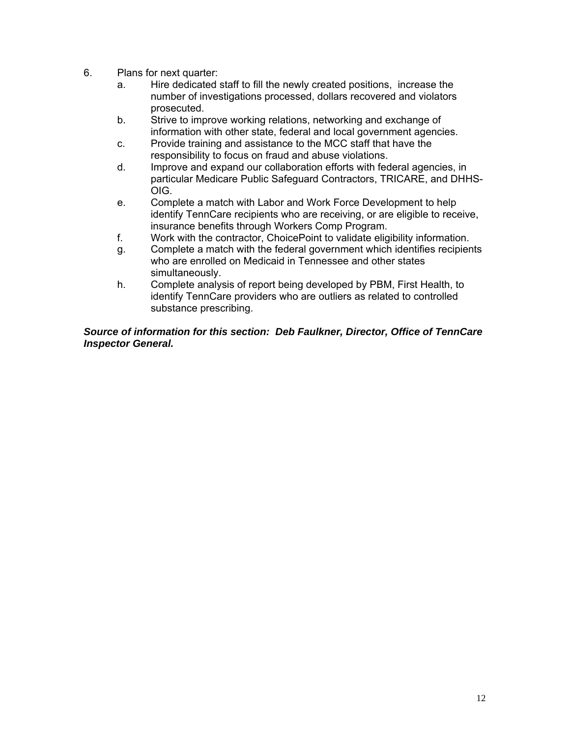6. Plans for next quarter:
   a. Hire dedicated staff to fill the newly created positions, increase the number of investigations processed, dollars recovered and violators prosecuted.
   b. Strive to improve working relations, networking and exchange of information with other state, federal and local government agencies.
   c. Provide training and assistance to the MCC staff that have the responsibility to focus on fraud and abuse violations.
   d. Improve and expand our collaboration efforts with federal agencies, in particular Medicare Public Safeguard Contractors, TRICARE, and DHHS-OIG.
   e. Complete a match with Labor and Work Force Development to help identify TennCare recipients who are receiving, or are eligible to receive, insurance benefits through Workers Comp Program.
   f. Work with the contractor, ChoicePoint to validate eligibility information.
   g. Complete a match with the federal government which identifies recipients who are enrolled on Medicaid in Tennessee and other states simultaneously.
   h. Complete analysis of report being developed by PBM, First Health, to identify TennCare providers who are outliers as related to controlled substance prescribing.

***Source of information for this section: Deb Faulkner, Director, Office of TennCare Inspector General.***